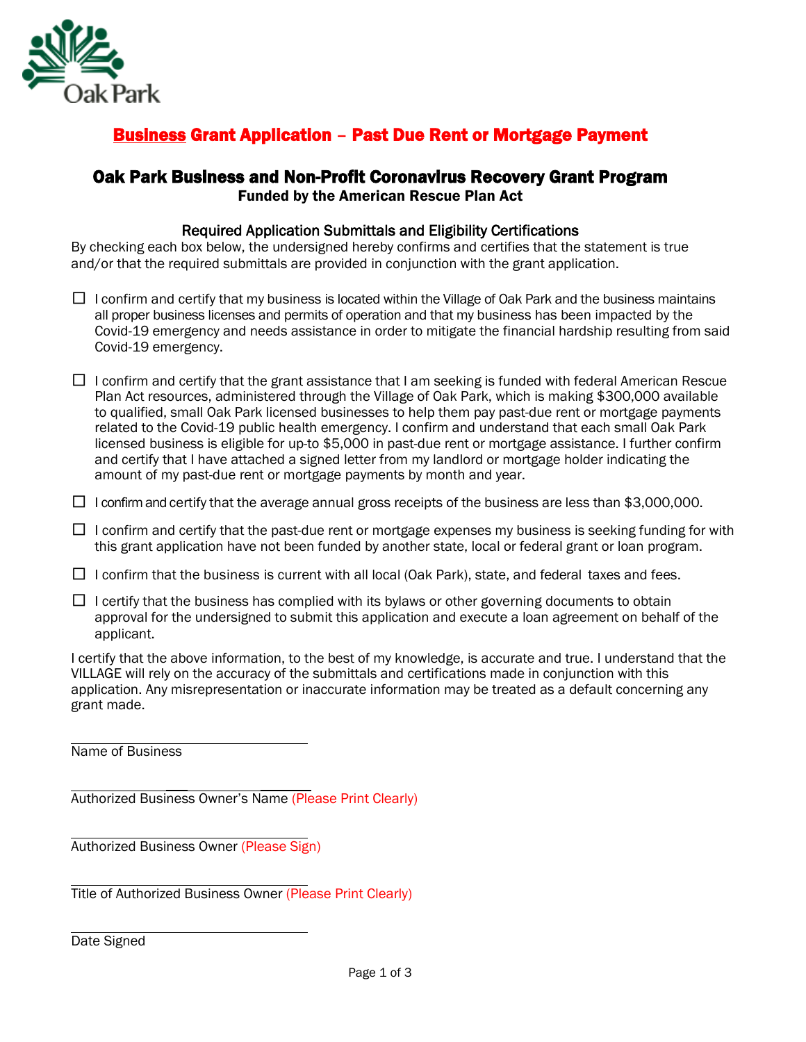Oak Park

# Business Grant Application – Past Due Rent or Mortgage Payment

## Oak Park Business and Non-Profit Coronavirus Recovery Grant Program

**Funded by the American Rescue Plan Act**

### Required Application Submittals and Eligibility Certifications

By checking each box below, the undersigned hereby confirms and certifies that the statement is true and/or that the required submittals are provided in conjunction with the grant application.

- ☐ I confirm and certify that my business is located within the Village of Oak Park and the business maintains all proper business licenses and permits of operation and that my business has been impacted by the Covid-19 emergency and needs assistance in order to mitigate the financial hardship resulting from said Covid-19 emergency.

- ☐ I confirm and certify that the grant assistance that I am seeking is funded with federal American Rescue Plan Act resources, administered through the Village of Oak Park, which is making $300,000 available to qualified, small Oak Park licensed businesses to help them pay past-due rent or mortgage payments related to the Covid-19 public health emergency. I confirm and understand that each small Oak Park licensed business is eligible for up-to $5,000 in past-due rent or mortgage assistance. I further confirm and certify that I have attached a signed letter from my landlord or mortgage holder indicating the amount of my past-due rent or mortgage payments by month and year.

- ☐ I confirm and certify that the average annual gross receipts of the business are less than $3,000,000.

- ☐ I confirm and certify that the past-due rent or mortgage expenses my business is seeking funding for with this grant application have not been funded by another state, local or federal grant or loan program.

- ☐ I confirm that the business is current with all local (Oak Park), state, and federal taxes and fees.

- ☐ I certify that the business has complied with its bylaws or other governing documents to obtain approval for the undersigned to submit this application and execute a loan agreement on behalf of the applicant.

I certify that the above information, to the best of my knowledge, is accurate and true. I understand that the VILLAGE will rely on the accuracy of the submittals and certifications made in conjunction with this application. Any misrepresentation or inaccurate information may be treated as a default concerning any grant made.

\_\_\_\_\_\_\_\_\_\_\_\_\_\_\_\_\_\_\_\_\_\_\_\_\_\_\_\_\_\_\_\_\_\_\_\_\_\_
Name of Business

\_\_\_\_\_\_\_\_\_\_\_\_\_\_\_\_\_\_\_\_\_\_\_\_\_\_\_\_\_\_\_\_\_\_\_\_\_\_
Authorized Business Owner's Name (Please Print Clearly)

\_\_\_\_\_\_\_\_\_\_\_\_\_\_\_\_\_\_\_\_\_\_\_\_\_\_\_\_\_\_\_\_\_\_\_\_\_\_
Authorized Business Owner (Please Sign)

\_\_\_\_\_\_\_\_\_\_\_\_\_\_\_\_\_\_\_\_\_\_\_\_\_\_\_\_\_\_\_\_\_\_\_\_\_\_
Title of Authorized Business Owner (Please Print Clearly)

\_\_\_\_\_\_\_\_\_\_\_\_\_\_\_\_\_\_\_\_\_\_\_\_\_\_\_\_\_\_\_\_\_\_\_\_\_\_
Date Signed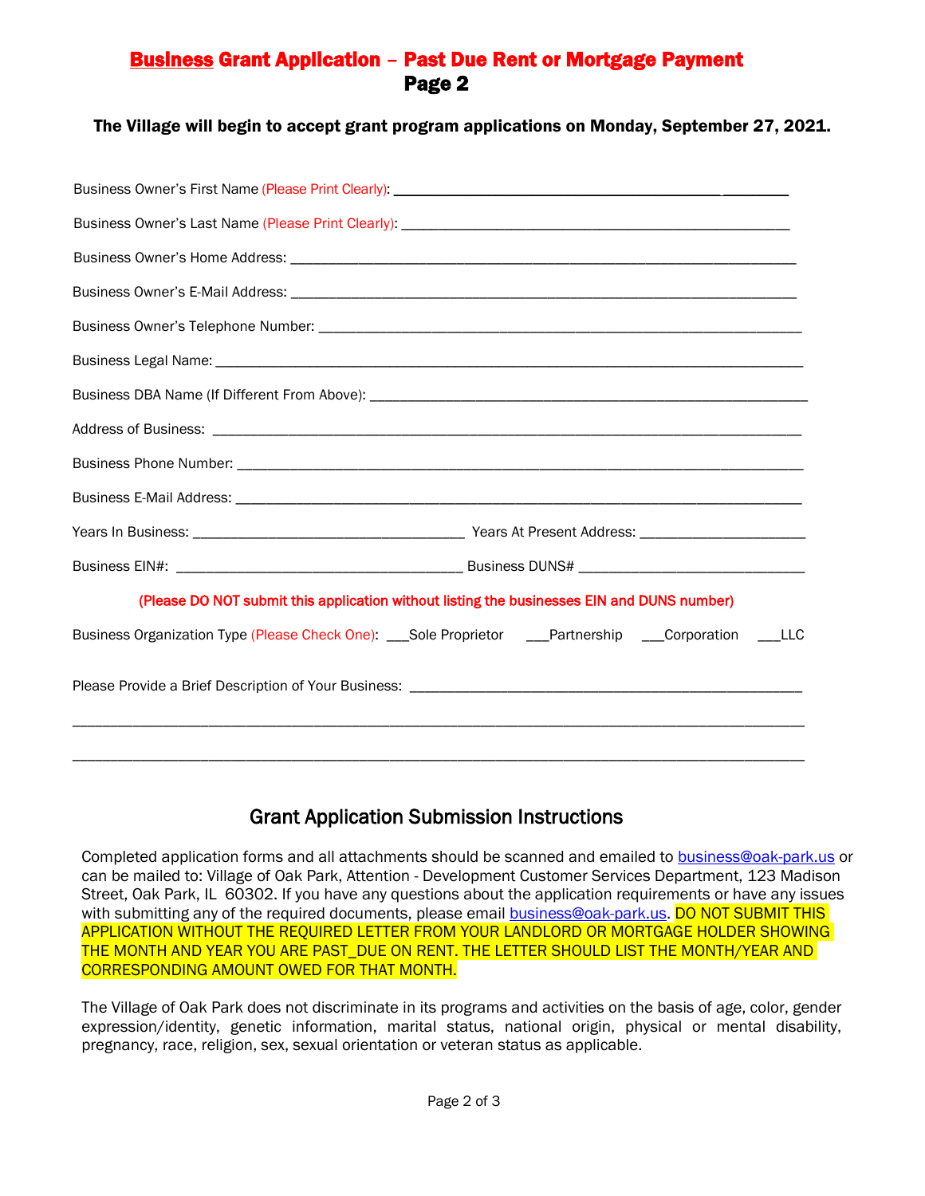# Business Grant Application – Past Due Rent or Mortgage Payment
## Page 2

**The Village will begin to accept grant program applications on Monday, September 27, 2021.**

Business Owner's First Name (Please Print Clearly): ____________________________________________

Business Owner's Last Name (Please Print Clearly): ____________________________________________

Business Owner's Home Address: ____________________________________________

Business Owner's E-Mail Address: ____________________________________________

Business Owner's Telephone Number: ____________________________________________

Business Legal Name: ____________________________________________

Business DBA Name (If Different From Above): ____________________________________________

Address of Business: ____________________________________________

Business Phone Number: ____________________________________________

Business E-Mail Address: ____________________________________________

Years In Business: ______________________ Years At Present Address: ______________________

Business EIN#: ______________________ Business DUNS# ______________________

(Please DO NOT submit this application without listing the businesses EIN and DUNS number)

Business Organization Type (Please Check One): ___Sole Proprietor ___Partnership ___Corporation ___LLC

Please Provide a Brief Description of Your Business: ____________________________________________

____________________________________________________________________________________

____________________________________________________________________________________

## Grant Application Submission Instructions

Completed application forms and all attachments should be scanned and emailed to business@oak-park.us or can be mailed to: Village of Oak Park, Attention - Development Customer Services Department, 123 Madison Street, Oak Park, IL 60302. If you have any questions about the application requirements or have any issues with submitting any of the required documents, please email business@oak-park.us. DO NOT SUBMIT THIS APPLICATION WITHOUT THE REQUIRED LETTER FROM YOUR LANDLORD OR MORTGAGE HOLDER SHOWING THE MONTH AND YEAR YOU ARE PAST_DUE ON RENT. THE LETTER SHOULD LIST THE MONTH/YEAR AND CORRESPONDING AMOUNT OWED FOR THAT MONTH.

The Village of Oak Park does not discriminate in its programs and activities on the basis of age, color, gender expression/identity, genetic information, marital status, national origin, physical or mental disability, pregnancy, race, religion, sex, sexual orientation or veteran status as applicable.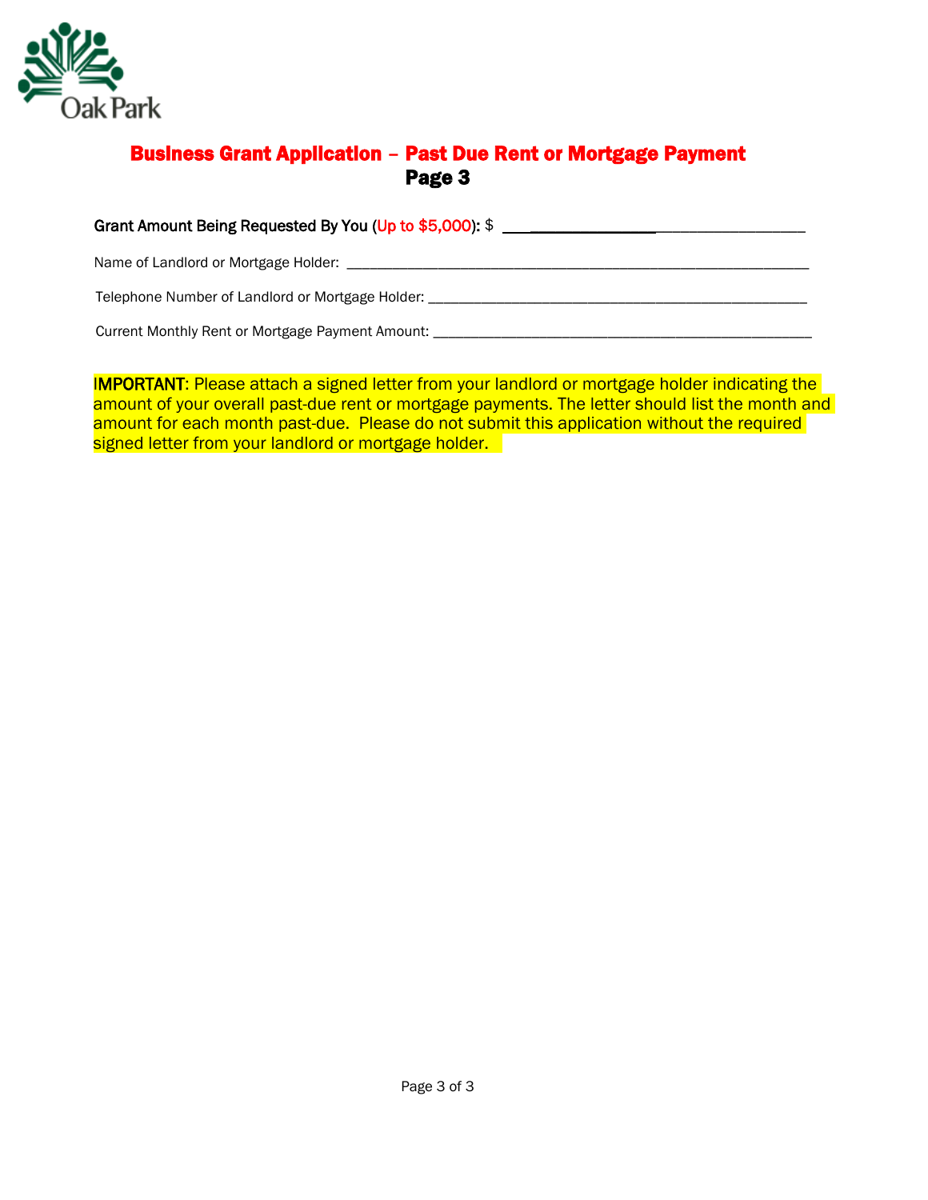Oak Park

# Business Grant Application – Past Due Rent or Mortgage Payment
## Page 3

Grant Amount Being Requested By You (Up to $5,000): $ ______________________________

Name of Landlord or Mortgage Holder: ______________________________________________________

Telephone Number of Landlord or Mortgage Holder: ___________________________________________

Current Monthly Rent or Mortgage Payment Amount: ___________________________________________

IMPORTANT: Please attach a signed letter from your landlord or mortgage holder indicating the amount of your overall past-due rent or mortgage payments. The letter should list the month and amount for each month past-due. Please do not submit this application without the required signed letter from your landlord or mortgage holder.